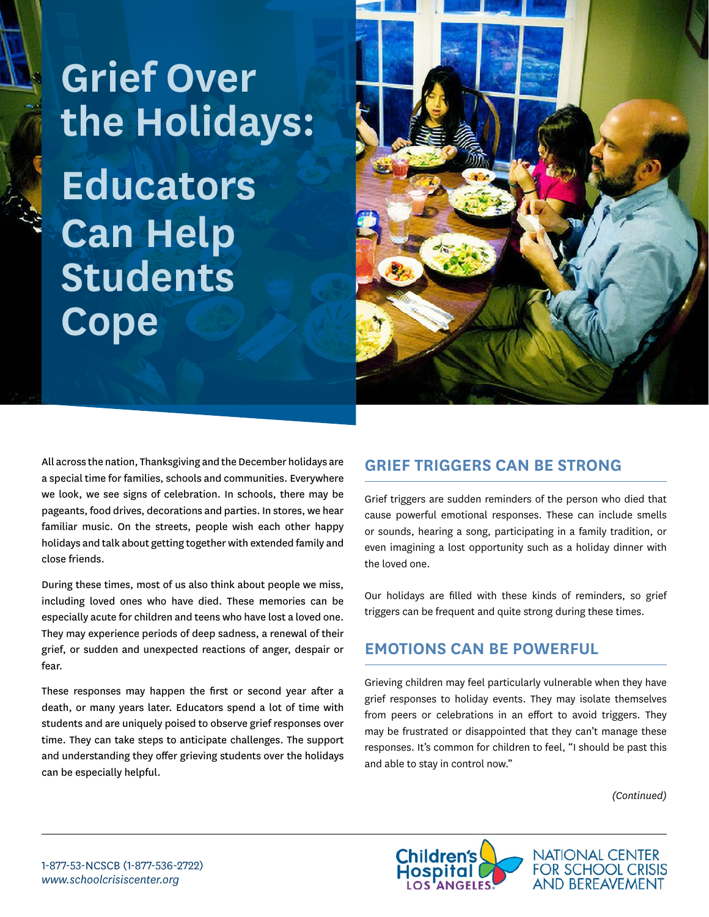# Grief Over the Holidays: Educators Can Help Students Cope

All across the nation, Thanksgiving and the December holidays are a special time for families, schools and communities. Everywhere we look, we see signs of celebration. In schools, there may be pageants, food drives, decorations and parties. In stores, we hear familiar music. On the streets, people wish each other happy holidays and talk about getting together with extended family and close friends.

During these times, most of us also think about people we miss, including loved ones who have died. These memories can be especially acute for children and teens who have lost a loved one. They may experience periods of deep sadness, a renewal of their grief, or sudden and unexpected reactions of anger, despair or fear.

These responses may happen the first or second year after a death, or many years later. Educators spend a lot of time with students and are uniquely poised to observe grief responses over time. They can take steps to anticipate challenges. The support and understanding they offer grieving students over the holidays can be especially helpful.

## GRIEF TRIGGERS CAN BE STRONG

Grief triggers are sudden reminders of the person who died that cause powerful emotional responses. These can include smells or sounds, hearing a song, participating in a family tradition, or even imagining a lost opportunity such as a holiday dinner with the loved one.

Our holidays are filled with these kinds of reminders, so grief triggers can be frequent and quite strong during these times.

## EMOTIONS CAN BE POWERFUL

Grieving children may feel particularly vulnerable when they have grief responses to holiday events. They may isolate themselves from peers or celebrations in an effort to avoid triggers. They may be frustrated or disappointed that they can't manage these responses. It's common for children to feel, "I should be past this and able to stay in control now."

*(Continued)*

1-877-53-NCSCB (1-877-536-2722)
*www.schoolcrisiscenter.org*

Children's Hospital LOS ANGELES — NATIONAL CENTER FOR SCHOOL CRISIS AND BEREAVEMENT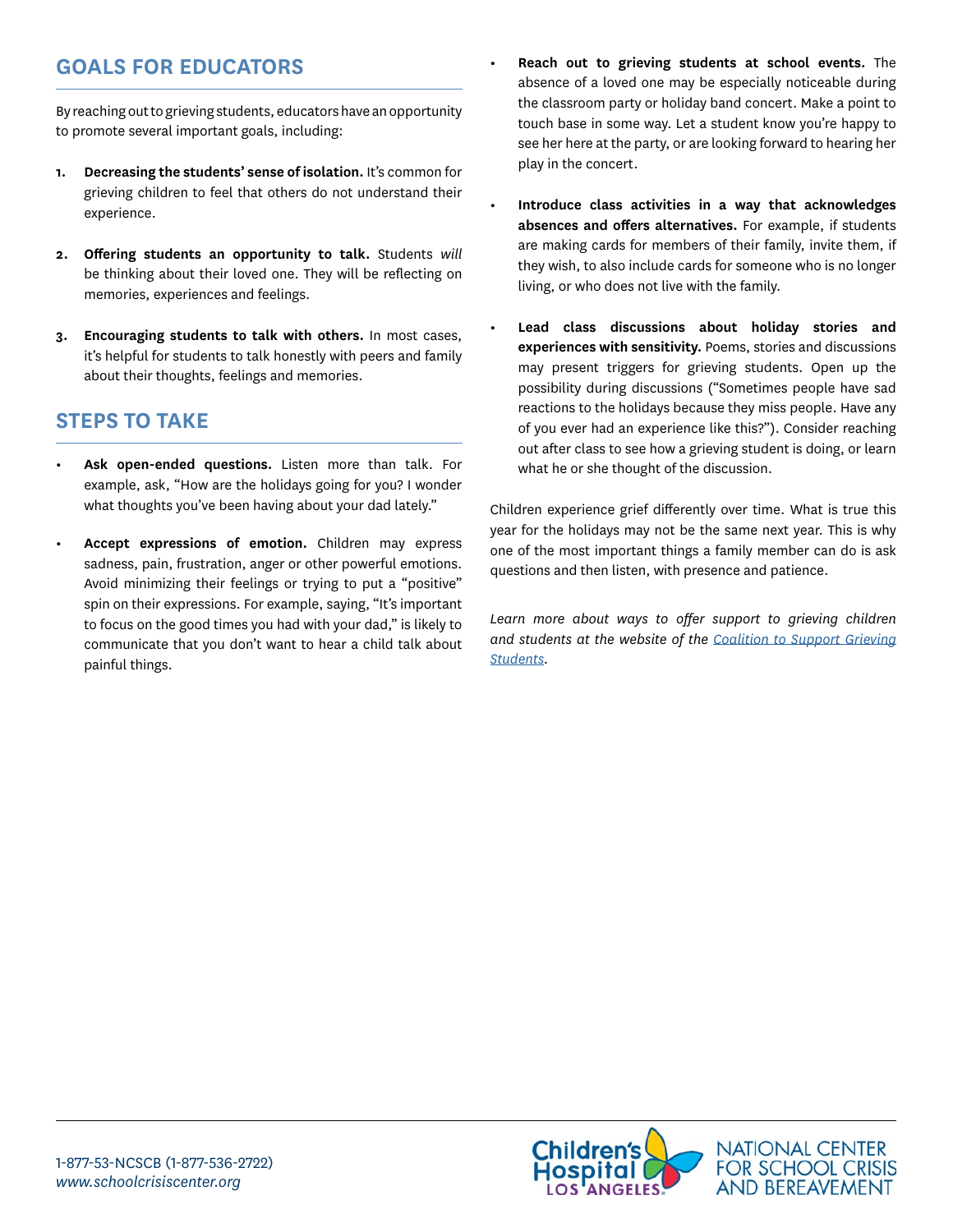## GOALS FOR EDUCATORS

By reaching out to grieving students, educators have an opportunity to promote several important goals, including:

1. **Decreasing the students' sense of isolation.** It's common for grieving children to feel that others do not understand their experience.

2. **Offering students an opportunity to talk.** Students *will* be thinking about their loved one. They will be reflecting on memories, experiences and feelings.

3. **Encouraging students to talk with others.** In most cases, it's helpful for students to talk honestly with peers and family about their thoughts, feelings and memories.

## STEPS TO TAKE

- **Ask open-ended questions.** Listen more than talk. For example, ask, "How are the holidays going for you? I wonder what thoughts you've been having about your dad lately."

- **Accept expressions of emotion.** Children may express sadness, pain, frustration, anger or other powerful emotions. Avoid minimizing their feelings or trying to put a "positive" spin on their expressions. For example, saying, "It's important to focus on the good times you had with your dad," is likely to communicate that you don't want to hear a child talk about painful things.

- **Reach out to grieving students at school events.** The absence of a loved one may be especially noticeable during the classroom party or holiday band concert. Make a point to touch base in some way. Let a student know you're happy to see her here at the party, or are looking forward to hearing her play in the concert.

- **Introduce class activities in a way that acknowledges absences and offers alternatives.** For example, if students are making cards for members of their family, invite them, if they wish, to also include cards for someone who is no longer living, or who does not live with the family.

- **Lead class discussions about holiday stories and experiences with sensitivity.** Poems, stories and discussions may present triggers for grieving students. Open up the possibility during discussions ("Sometimes people have sad reactions to the holidays because they miss people. Have any of you ever had an experience like this?"). Consider reaching out after class to see how a grieving student is doing, or learn what he or she thought of the discussion.

Children experience grief differently over time. What is true this year for the holidays may not be the same next year. This is why one of the most important things a family member can do is ask questions and then listen, with presence and patience.

*Learn more about ways to offer support to grieving children and students at the website of the [Coalition to Support Grieving Students](#).*

1-877-53-NCSCB (1-877-536-2722)
*www.schoolcrisiscenter.org*

Children's Hospital LOS ANGELES

NATIONAL CENTER FOR SCHOOL CRISIS AND BEREAVEMENT